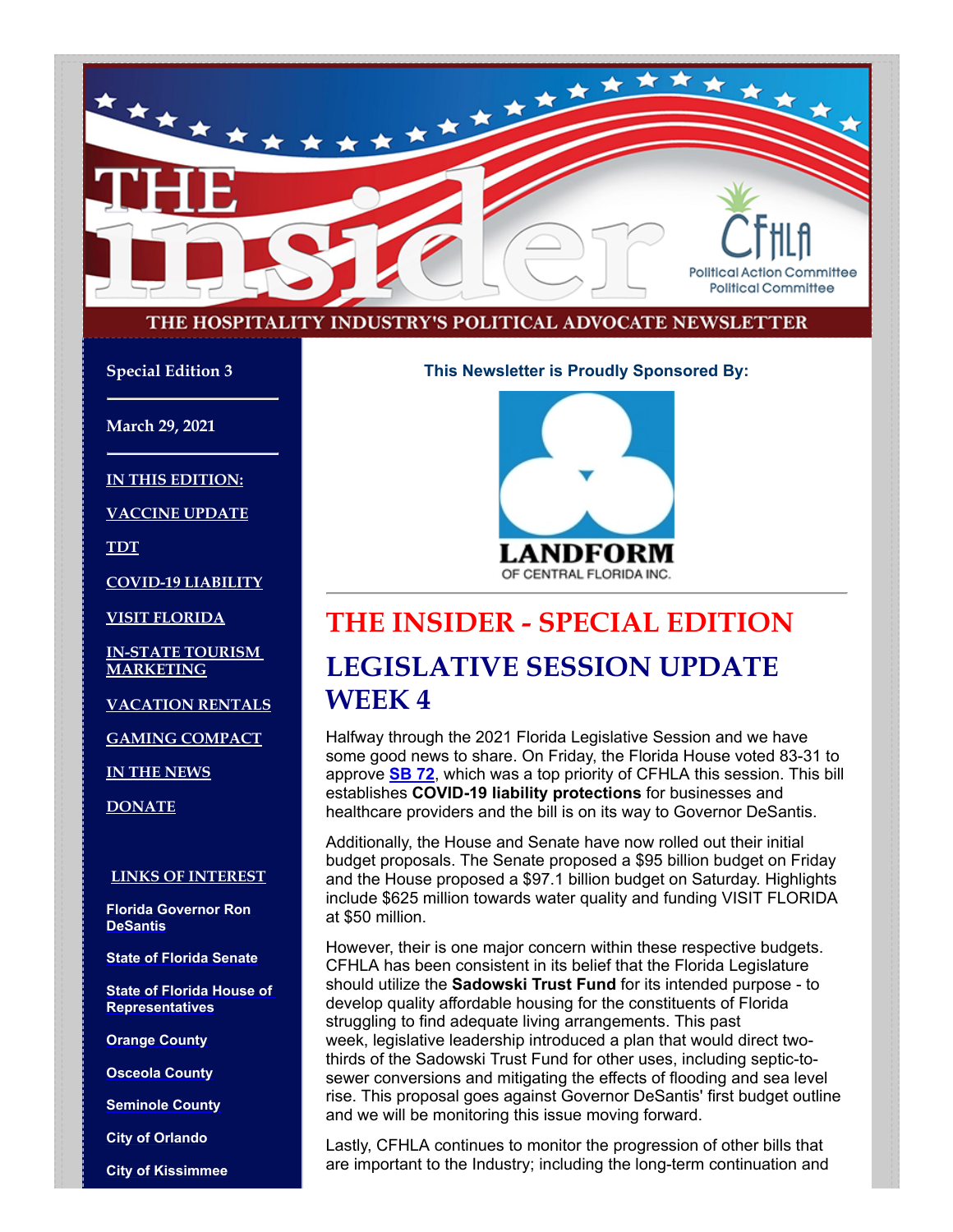# THE insider

THE HOSPITALITY INDUSTRY'S POLITICAL ADVOCATE NEWSLETTER

CFHLA Political Action Committee Political Committee

**Special Edition 3**

**March 29, 2021**

**IN THIS EDITION:**

- VACCINE UPDATE
- TDT
- COVID-19 LIABILITY
- VISIT FLORIDA
- IN-STATE TOURISM MARKETING
- VACATION RENTALS
- GAMING COMPACT
- IN THE NEWS
- DONATE

**LINKS OF INTEREST**

- Florida Governor Ron DeSantis
- State of Florida Senate
- State of Florida House of Representatives
- Orange County
- Osceola County
- Seminole County
- City of Orlando
- City of Kissimmee

**This Newsletter is Proudly Sponsored By:**

LANDFORM OF CENTRAL FLORIDA INC.

# THE INSIDER - SPECIAL EDITION

# LEGISLATIVE SESSION UPDATE WEEK 4

Halfway through the 2021 Florida Legislative Session and we have some good news to share. On Friday, the Florida House voted 83-31 to approve **SB 72**, which was a top priority of CFHLA this session. This bill establishes **COVID-19 liability protections** for businesses and healthcare providers and the bill is on its way to Governor DeSantis.

Additionally, the House and Senate have now rolled out their initial budget proposals. The Senate proposed a $95 billion budget on Friday and the House proposed a $97.1 billion budget on Saturday. Highlights include $625 million towards water quality and funding VISIT FLORIDA at $50 million.

However, their is one major concern within these respective budgets. CFHLA has been consistent in its belief that the Florida Legislature should utilize the **Sadowski Trust Fund** for its intended purpose - to develop quality affordable housing for the constituents of Florida struggling to find adequate living arrangements. This past week, legislative leadership introduced a plan that would direct two-thirds of the Sadowski Trust Fund for other uses, including septic-to-sewer conversions and mitigating the effects of flooding and sea level rise. This proposal goes against Governor DeSantis' first budget outline and we will be monitoring this issue moving forward.

Lastly, CFHLA continues to monitor the progression of other bills that are important to the Industry; including the long-term continuation and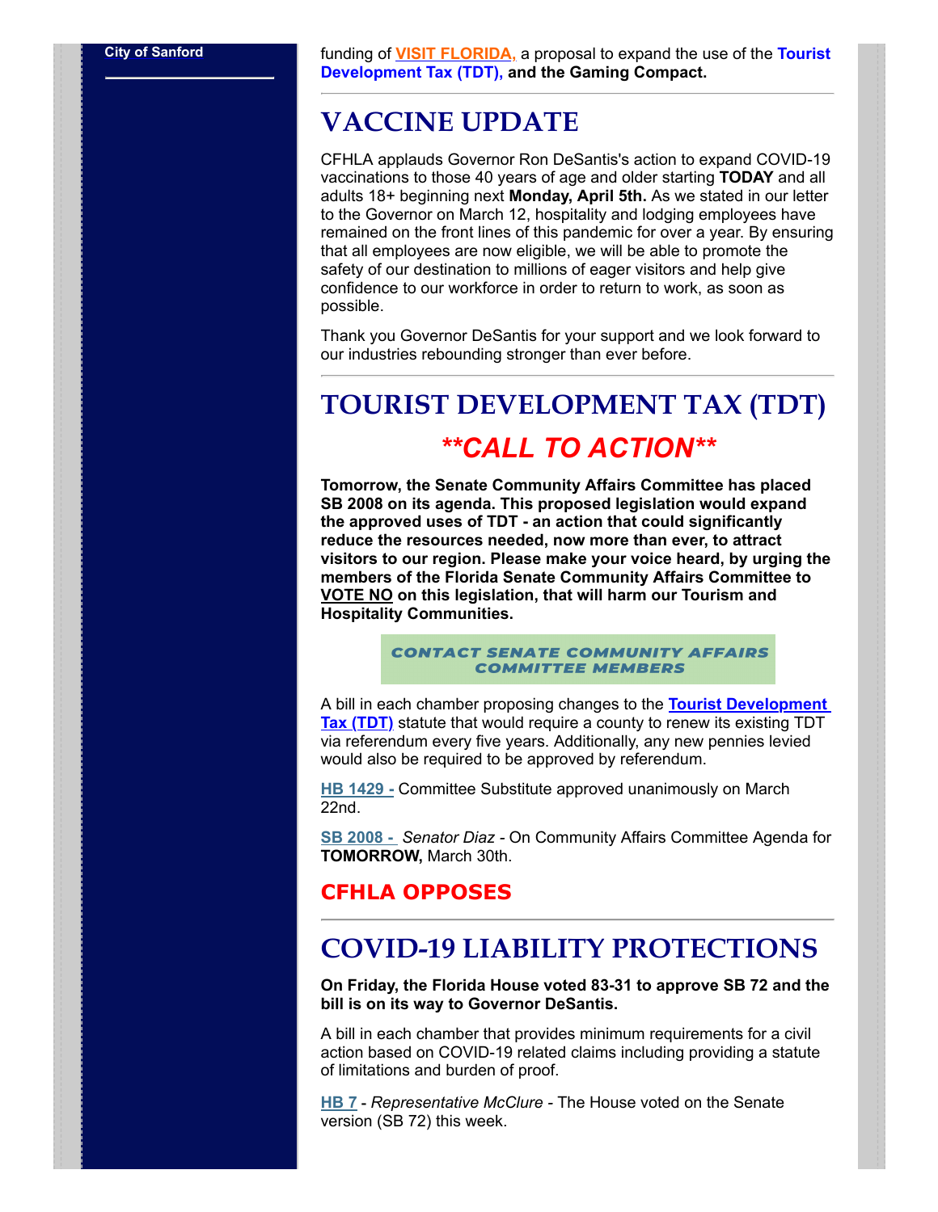City of Sanford

funding of **VISIT FLORIDA,** a proposal to expand the use of the **Tourist Development Tax (TDT), and the Gaming Compact.**

# VACCINE UPDATE

CFHLA applauds Governor Ron DeSantis's action to expand COVID-19 vaccinations to those 40 years of age and older starting **TODAY** and all adults 18+ beginning next **Monday, April 5th.** As we stated in our letter to the Governor on March 12, hospitality and lodging employees have remained on the front lines of this pandemic for over a year. By ensuring that all employees are now eligible, we will be able to promote the safety of our destination to millions of eager visitors and help give confidence to our workforce in order to return to work, as soon as possible.

Thank you Governor DeSantis for your support and we look forward to our industries rebounding stronger than ever before.

# TOURIST DEVELOPMENT TAX (TDT)

## ***\*\*CALL TO ACTION\*\****

**Tomorrow, the Senate Community Affairs Committee has placed SB 2008 on its agenda. This proposed legislation would expand the approved uses of TDT - an action that could significantly reduce the resources needed, now more than ever, to attract visitors to our region. Please make your voice heard, by urging the members of the Florida Senate Community Affairs Committee to VOTE NO on this legislation, that will harm our Tourism and Hospitality Communities.**

**CONTACT SENATE COMMUNITY AFFAIRS COMMITTEE MEMBERS**

A bill in each chamber proposing changes to the **Tourist Development Tax (TDT)** statute that would require a county to renew its existing TDT via referendum every five years. Additionally, any new pennies levied would also be required to be approved by referendum.

**HB 1429 -** Committee Substitute approved unanimously on March 22nd.

**SB 2008 -** *Senator Diaz* - On Community Affairs Committee Agenda for **TOMORROW,** March 30th.

### CFHLA OPPOSES

# COVID-19 LIABILITY PROTECTIONS

**On Friday, the Florida House voted 83-31 to approve SB 72 and the bill is on its way to Governor DeSantis.**

A bill in each chamber that provides minimum requirements for a civil action based on COVID-19 related claims including providing a statute of limitations and burden of proof.

**HB 7** - *Representative McClure* - The House voted on the Senate version (SB 72) this week.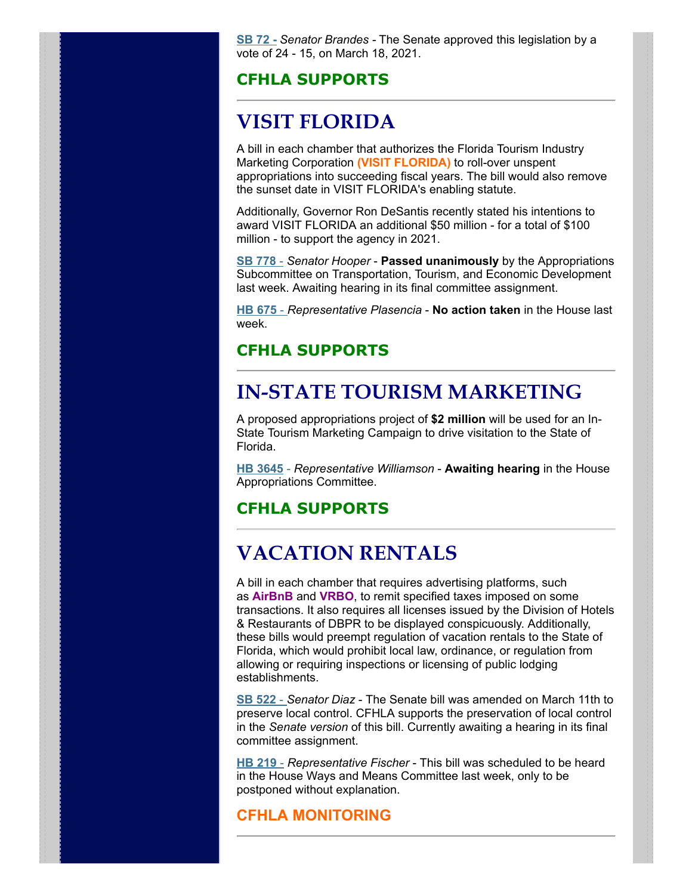**SB 72 -** *Senator Brandes* - The Senate approved this legislation by a vote of 24 - 15, on March 18, 2021.

### CFHLA SUPPORTS

---

## VISIT FLORIDA

A bill in each chamber that authorizes the Florida Tourism Industry Marketing Corporation **(VISIT FLORIDA)** to roll-over unspent appropriations into succeeding fiscal years. The bill would also remove the sunset date in VISIT FLORIDA's enabling statute.

Additionally, Governor Ron DeSantis recently stated his intentions to award VISIT FLORIDA an additional $50 million - for a total of $100 million - to support the agency in 2021.

**SB 778** - *Senator Hooper* - **Passed unanimously** by the Appropriations Subcommittee on Transportation, Tourism, and Economic Development last week. Awaiting hearing in its final committee assignment.

**HB 675** - *Representative Plasencia* - **No action taken** in the House last week.

### CFHLA SUPPORTS

---

## IN-STATE TOURISM MARKETING

A proposed appropriations project of **$2 million** will be used for an In-State Tourism Marketing Campaign to drive visitation to the State of Florida.

**HB 3645** - *Representative Williamson* - **Awaiting hearing** in the House Appropriations Committee.

### CFHLA SUPPORTS

---

## VACATION RENTALS

A bill in each chamber that requires advertising platforms, such as **AirBnB** and **VRBO**, to remit specified taxes imposed on some transactions. It also requires all licenses issued by the Division of Hotels & Restaurants of DBPR to be displayed conspicuously. Additionally, these bills would preempt regulation of vacation rentals to the State of Florida, which would prohibit local law, ordinance, or regulation from allowing or requiring inspections or licensing of public lodging establishments.

**SB 522** - *Senator Diaz* - The Senate bill was amended on March 11th to preserve local control. CFHLA supports the preservation of local control in the *Senate version* of this bill. Currently awaiting a hearing in its final committee assignment.

**HB 219** - *Representative Fischer* - This bill was scheduled to be heard in the House Ways and Means Committee last week, only to be postponed without explanation.

### CFHLA MONITORING

---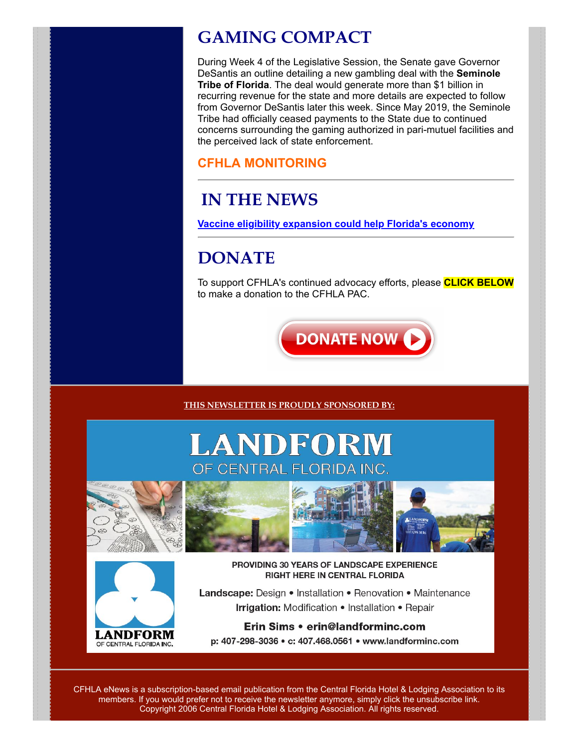## GAMING COMPACT

During Week 4 of the Legislative Session, the Senate gave Governor DeSantis an outline detailing a new gambling deal with the **Seminole Tribe of Florida**. The deal would generate more than $1 billion in recurring revenue for the state and more details are expected to follow from Governor DeSantis later this week. Since May 2019, the Seminole Tribe had officially ceased payments to the State due to continued concerns surrounding the gaming authorized in pari-mutuel facilities and the perceived lack of state enforcement.

**CFHLA MONITORING**

## IN THE NEWS

[Vaccine eligibility expansion could help Florida's economy]

## DONATE

To support CFHLA's continued advocacy efforts, please **CLICK BELOW** to make a donation to the CFHLA PAC.

DONATE NOW

THIS NEWSLETTER IS PROUDLY SPONSORED BY:

**LANDFORM**
OF CENTRAL FLORIDA INC.

PROVIDING 30 YEARS OF LANDSCAPE EXPERIENCE
RIGHT HERE IN CENTRAL FLORIDA

**Landscape:** Design • Installation • Renovation • Maintenance
**Irrigation:** Modification • Installation • Repair

**Erin Sims • erin@landforminc.com**
p: 407-298-3036 • c: 407.468.0561 • www.landforminc.com

CFHLA eNews is a subscription-based email publication from the Central Florida Hotel & Lodging Association to its members. If you would prefer not to receive the newsletter anymore, simply click the unsubscribe link. Copyright 2006 Central Florida Hotel & Lodging Association. All rights reserved.